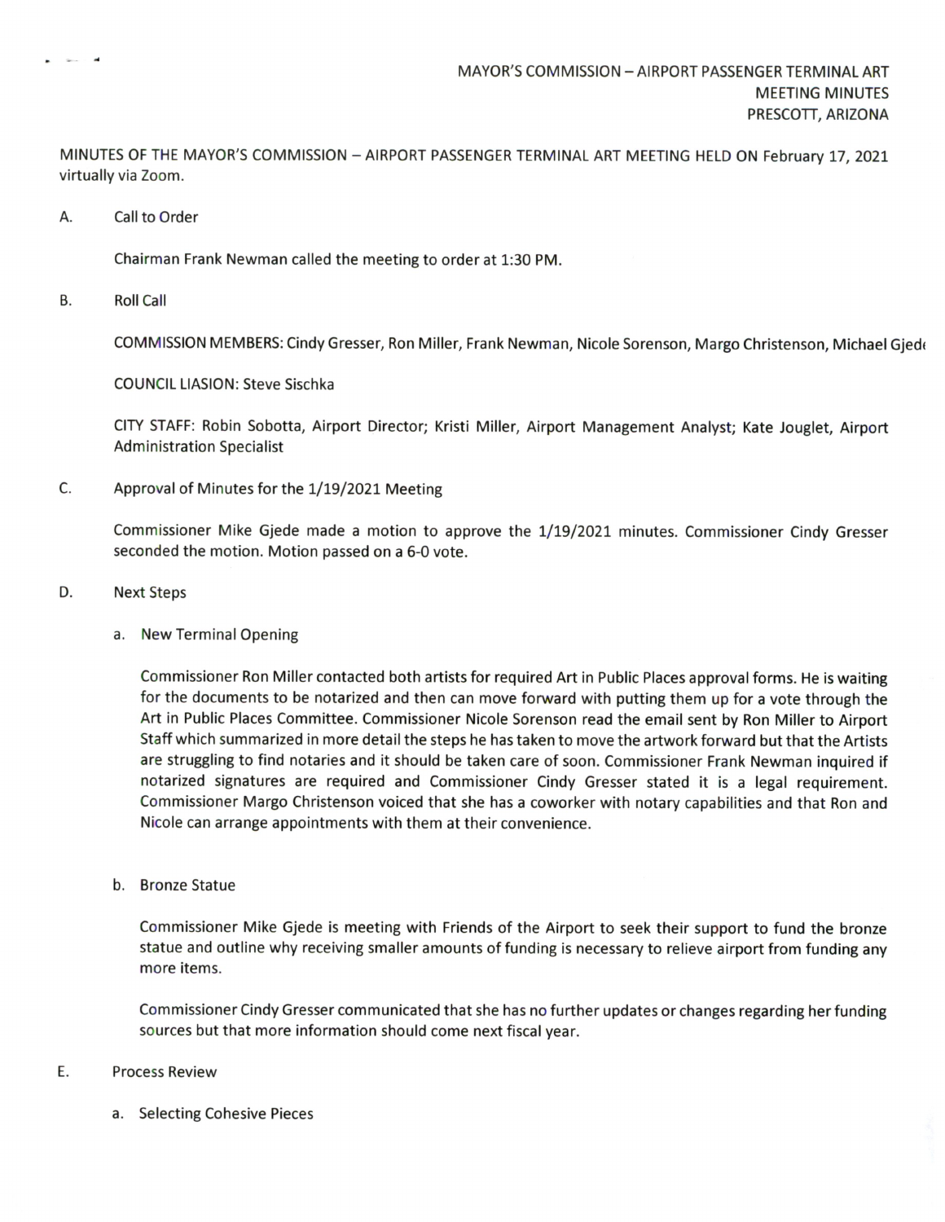MAYOR'S COMMISSION – AIRPORT PASSENGER TERMINAL ART
MEETING MINUTES
PRESCOTT, ARIZONA

MINUTES OF THE MAYOR'S COMMISSION – AIRPORT PASSENGER TERMINAL ART MEETING HELD ON February 17, 2021 virtually via Zoom.

A. Call to Order

Chairman Frank Newman called the meeting to order at 1:30 PM.

B. Roll Call

COMMISSION MEMBERS: Cindy Gresser, Ron Miller, Frank Newman, Nicole Sorenson, Margo Christenson, Michael Gjede

COUNCIL LIASION: Steve Sischka

CITY STAFF: Robin Sobotta, Airport Director; Kristi Miller, Airport Management Analyst; Kate Jouglet, Airport Administration Specialist

C. Approval of Minutes for the 1/19/2021 Meeting

Commissioner Mike Gjede made a motion to approve the 1/19/2021 minutes. Commissioner Cindy Gresser seconded the motion. Motion passed on a 6-0 vote.

D. Next Steps

a. New Terminal Opening

Commissioner Ron Miller contacted both artists for required Art in Public Places approval forms. He is waiting for the documents to be notarized and then can move forward with putting them up for a vote through the Art in Public Places Committee. Commissioner Nicole Sorenson read the email sent by Ron Miller to Airport Staff which summarized in more detail the steps he has taken to move the artwork forward but that the Artists are struggling to find notaries and it should be taken care of soon. Commissioner Frank Newman inquired if notarized signatures are required and Commissioner Cindy Gresser stated it is a legal requirement. Commissioner Margo Christenson voiced that she has a coworker with notary capabilities and that Ron and Nicole can arrange appointments with them at their convenience.

b. Bronze Statue

Commissioner Mike Gjede is meeting with Friends of the Airport to seek their support to fund the bronze statue and outline why receiving smaller amounts of funding is necessary to relieve airport from funding any more items.

Commissioner Cindy Gresser communicated that she has no further updates or changes regarding her funding sources but that more information should come next fiscal year.

E. Process Review

a. Selecting Cohesive Pieces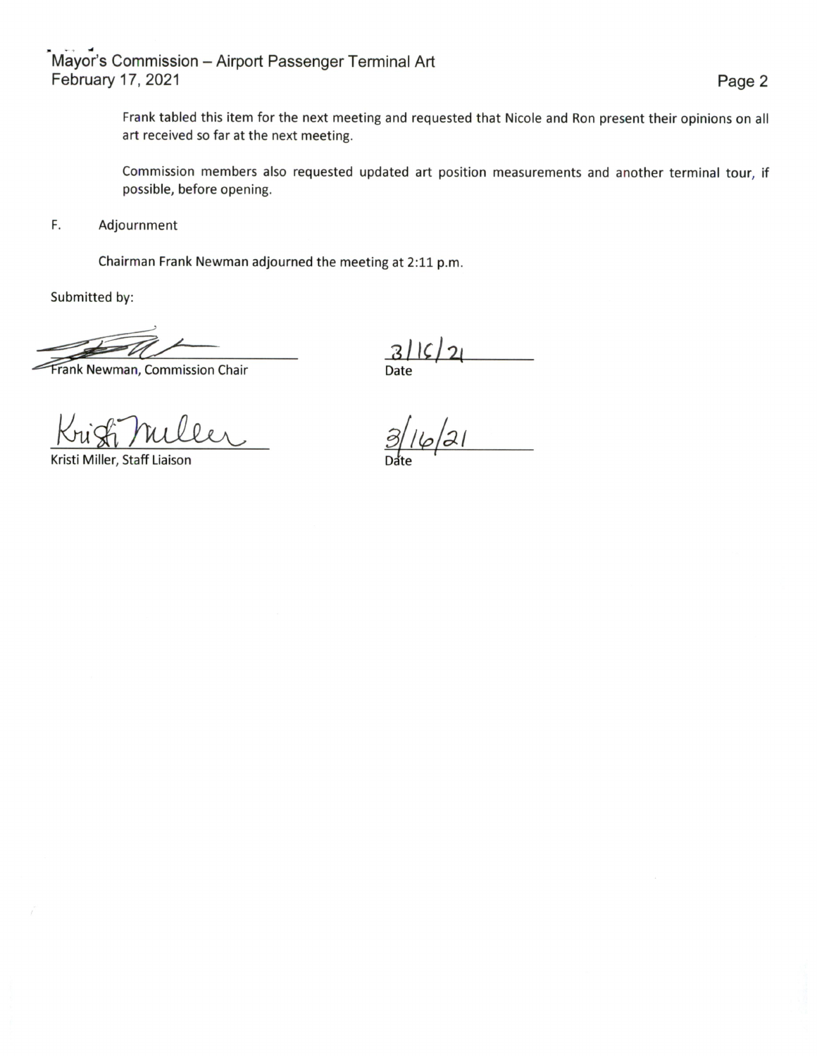Frank tabled this item for the next meeting and requested that Nicole and Ron present their opinions on all art received so far at the next meeting.

Commission members also requested updated art position measurements and another terminal tour, if possible, before opening.

F. Adjournment

Chairman Frank Newman adjourned the meeting at 2:11 p.m.

Submitted by:

Frank Newman, Commission Chair — Date: 3/16/21

Kristi Miller, Staff Liaison — Date: 3/16/21